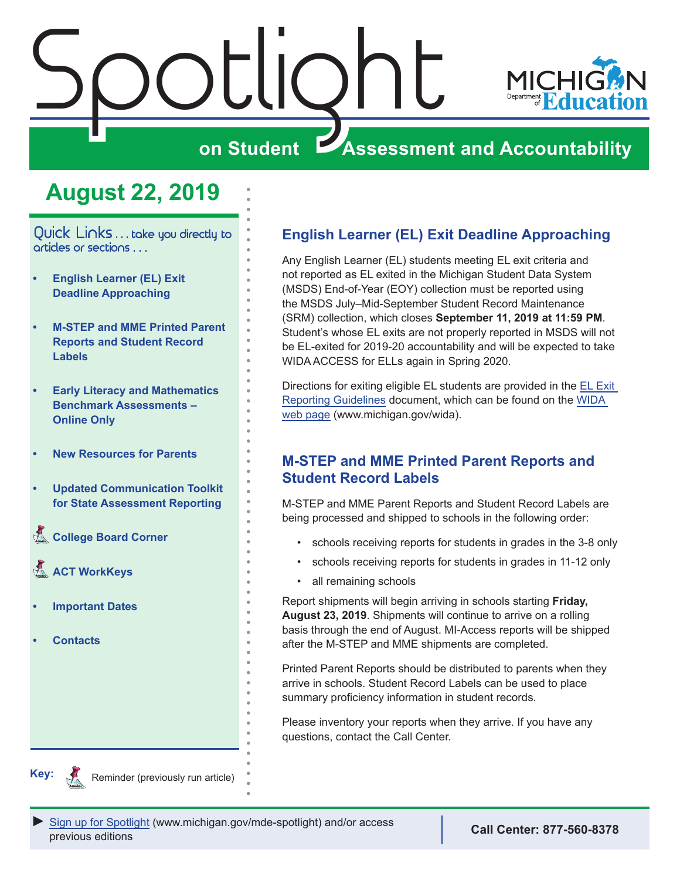# Spotlight on Student Assessment and Accountability

MICHIGAN Department of Education

## August 22, 2019

Quick Links . . . take you directly to articles or sections . . .

- English Learner (EL) Exit Deadline Approaching
- M-STEP and MME Printed Parent Reports and Student Record Labels
- Early Literacy and Mathematics Benchmark Assessments – Online Only
- New Resources for Parents
- Updated Communication Toolkit for State Assessment Reporting
- College Board Corner
- ACT WorkKeys
- Important Dates
- Contacts

**Key:** Reminder (previously run article)

## English Learner (EL) Exit Deadline Approaching

Any English Learner (EL) students meeting EL exit criteria and not reported as EL exited in the Michigan Student Data System (MSDS) End-of-Year (EOY) collection must be reported using the MSDS July–Mid-September Student Record Maintenance (SRM) collection, which closes **September 11, 2019 at 11:59 PM**. Student's whose EL exits are not properly reported in MSDS will not be EL-exited for 2019-20 accountability and will be expected to take WIDA ACCESS for ELLs again in Spring 2020.

Directions for exiting eligible EL students are provided in the EL Exit Reporting Guidelines document, which can be found on the WIDA web page (www.michigan.gov/wida).

## M-STEP and MME Printed Parent Reports and Student Record Labels

M-STEP and MME Parent Reports and Student Record Labels are being processed and shipped to schools in the following order:

- schools receiving reports for students in grades in the 3-8 only
- schools receiving reports for students in grades in 11-12 only
- all remaining schools

Report shipments will begin arriving in schools starting **Friday, August 23, 2019**. Shipments will continue to arrive on a rolling basis through the end of August. MI-Access reports will be shipped after the M-STEP and MME shipments are completed.

Printed Parent Reports should be distributed to parents when they arrive in schools. Student Record Labels can be used to place summary proficiency information in student records.

Please inventory your reports when they arrive. If you have any questions, contact the Call Center.

► Sign up for Spotlight (www.michigan.gov/mde-spotlight) and/or access previous editions

**Call Center: 877-560-8378**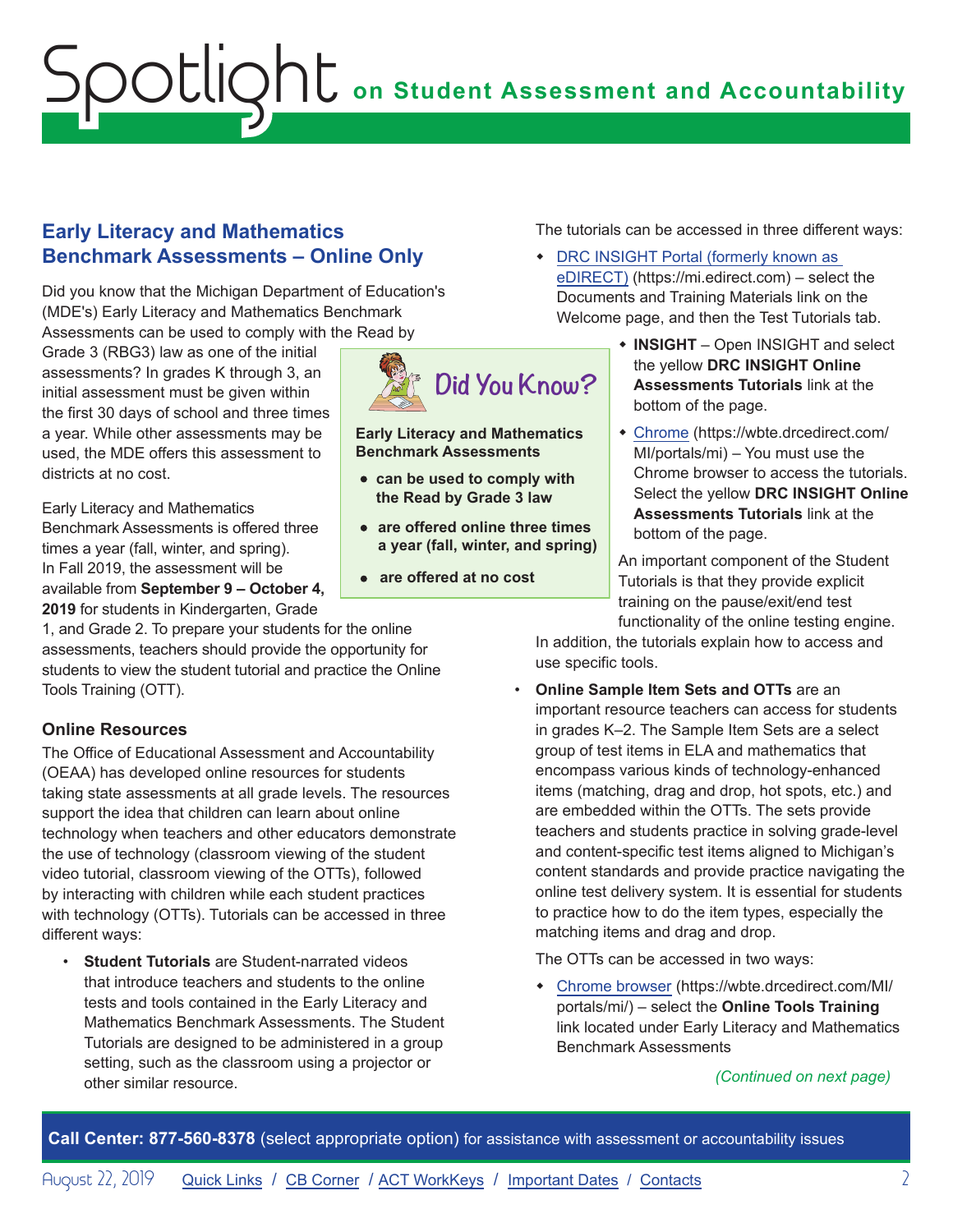## Early Literacy and Mathematics Benchmark Assessments – Online Only

Did you know that the Michigan Department of Education's (MDE's) Early Literacy and Mathematics Benchmark Assessments can be used to comply with the Read by Grade 3 (RBG3) law as one of the initial assessments? In grades K through 3, an initial assessment must be given within the first 30 days of school and three times a year. While other assessments may be used, the MDE offers this assessment to districts at no cost.

> **Did You Know?**
>
> **Early Literacy and Mathematics Benchmark Assessments**
>
> - **can be used to comply with the Read by Grade 3 law**
> - **are offered online three times a year (fall, winter, and spring)**
> - **are offered at no cost**

Early Literacy and Mathematics Benchmark Assessments is offered three times a year (fall, winter, and spring). In Fall 2019, the assessment will be available from **September 9 – October 4, 2019** for students in Kindergarten, Grade 1, and Grade 2. To prepare your students for the online assessments, teachers should provide the opportunity for students to view the student tutorial and practice the Online Tools Training (OTT).

### Online Resources

The Office of Educational Assessment and Accountability (OEAA) has developed online resources for students taking state assessments at all grade levels. The resources support the idea that children can learn about online technology when teachers and other educators demonstrate the use of technology (classroom viewing of the student video tutorial, classroom viewing of the OTTs), followed by interacting with children while each student practices with technology (OTTs). Tutorials can be accessed in three different ways:

- **Student Tutorials** are Student-narrated videos that introduce teachers and students to the online tests and tools contained in the Early Literacy and Mathematics Benchmark Assessments. The Student Tutorials are designed to be administered in a group setting, such as the classroom using a projector or other similar resource.

  The tutorials can be accessed in three different ways:

  - DRC INSIGHT Portal (formerly known as eDIRECT) (https://mi.edirect.com) – select the Documents and Training Materials link on the Welcome page, and then the Test Tutorials tab.
  - **INSIGHT** – Open INSIGHT and select the yellow **DRC INSIGHT Online Assessments Tutorials** link at the bottom of the page.
  - Chrome (https://wbte.drcedirect.com/MI/portals/mi) – You must use the Chrome browser to access the tutorials. Select the yellow **DRC INSIGHT Online Assessments Tutorials** link at the bottom of the page.

  An important component of the Student Tutorials is that they provide explicit training on the pause/exit/end test functionality of the online testing engine. In addition, the tutorials explain how to access and use specific tools.

- **Online Sample Item Sets and OTTs** are an important resource teachers can access for students in grades K–2. The Sample Item Sets are a select group of test items in ELA and mathematics that encompass various kinds of technology-enhanced items (matching, drag and drop, hot spots, etc.) and are embedded within the OTTs. The sets provide teachers and students practice in solving grade-level and content-specific test items aligned to Michigan's content standards and provide practice navigating the online test delivery system. It is essential for students to practice how to do the item types, especially the matching items and drag and drop.

  The OTTs can be accessed in two ways:

  - Chrome browser (https://wbte.drcedirect.com/MI/portals/mi/) – select the **Online Tools Training** link located under Early Literacy and Mathematics Benchmark Assessments

*(Continued on next page)*

**Call Center: 877-560-8378** (select appropriate option) for assistance with assessment or accountability issues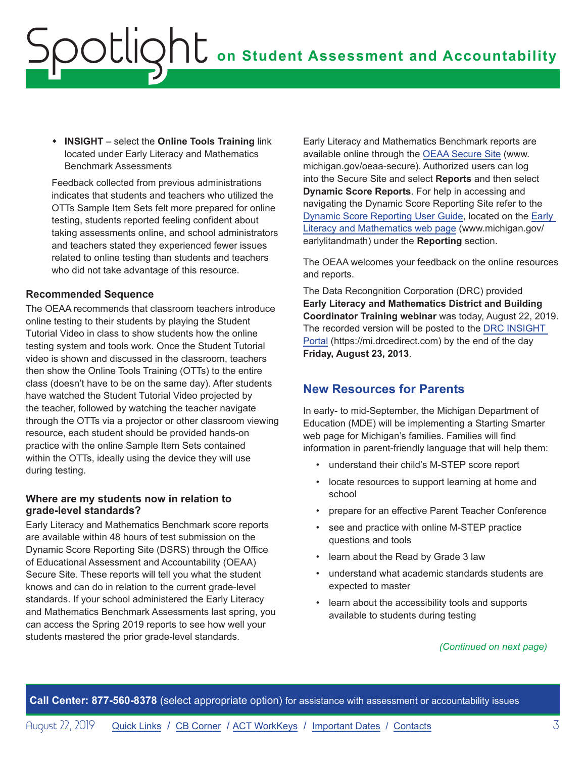- **INSIGHT** – select the **Online Tools Training** link located under Early Literacy and Mathematics Benchmark Assessments

Feedback collected from previous administrations indicates that students and teachers who utilized the OTTs Sample Item Sets felt more prepared for online testing, students reported feeling confident about taking assessments online, and school administrators and teachers stated they experienced fewer issues related to online testing than students and teachers who did not take advantage of this resource.

### Recommended Sequence

The OEAA recommends that classroom teachers introduce online testing to their students by playing the Student Tutorial Video in class to show students how the online testing system and tools work. Once the Student Tutorial video is shown and discussed in the classroom, teachers then show the Online Tools Training (OTTs) to the entire class (doesn't have to be on the same day). After students have watched the Student Tutorial Video projected by the teacher, followed by watching the teacher navigate through the OTTs via a projector or other classroom viewing resource, each student should be provided hands-on practice with the online Sample Item Sets contained within the OTTs, ideally using the device they will use during testing.

### Where are my students now in relation to grade-level standards?

Early Literacy and Mathematics Benchmark score reports are available within 48 hours of test submission on the Dynamic Score Reporting Site (DSRS) through the Office of Educational Assessment and Accountability (OEAA) Secure Site. These reports will tell you what the student knows and can do in relation to the current grade-level standards. If your school administered the Early Literacy and Mathematics Benchmark Assessments last spring, you can access the Spring 2019 reports to see how well your students mastered the prior grade-level standards.

Early Literacy and Mathematics Benchmark reports are available online through the OEAA Secure Site (www.michigan.gov/oeaa-secure). Authorized users can log into the Secure Site and select **Reports** and then select **Dynamic Score Reports**. For help in accessing and navigating the Dynamic Score Reporting Site refer to the Dynamic Score Reporting User Guide, located on the Early Literacy and Mathematics web page (www.michigan.gov/earlylitandmath) under the **Reporting** section.

The OEAA welcomes your feedback on the online resources and reports.

The Data Recongnition Corporation (DRC) provided **Early Literacy and Mathematics District and Building Coordinator Training webinar** was today, August 22, 2019. The recorded version will be posted to the DRC INSIGHT Portal (https://mi.drcedirect.com) by the end of the day **Friday, August 23, 2013**.

## New Resources for Parents

In early- to mid-September, the Michigan Department of Education (MDE) will be implementing a Starting Smarter web page for Michigan's families. Families will find information in parent-friendly language that will help them:

- understand their child's M-STEP score report
- locate resources to support learning at home and school
- prepare for an effective Parent Teacher Conference
- see and practice with online M-STEP practice questions and tools
- learn about the Read by Grade 3 law
- understand what academic standards students are expected to master
- learn about the accessibility tools and supports available to students during testing

*(Continued on next page)*

**Call Center: 877-560-8378** (select appropriate option) for assistance with assessment or accountability issues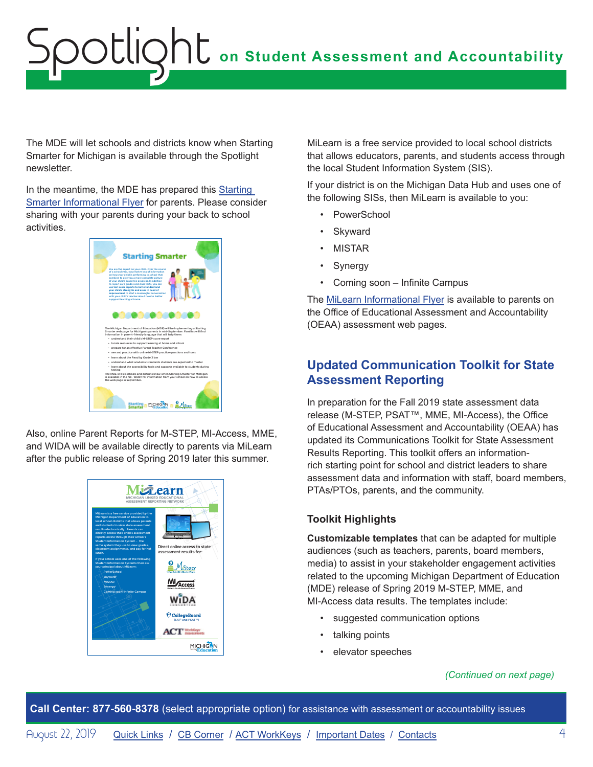The MDE will let schools and districts know when Starting Smarter for Michigan is available through the Spotlight newsletter.

In the meantime, the MDE has prepared this Starting Smarter Informational Flyer for parents. Please consider sharing with your parents during your back to school activities.

Also, online Parent Reports for M-STEP, MI-Access, MME, and WIDA will be available directly to parents via MiLearn after the public release of Spring 2019 later this summer.

MiLearn is a free service provided to local school districts that allows educators, parents, and students access through the local Student Information System (SIS).

If your district is on the Michigan Data Hub and uses one of the following SISs, then MiLearn is available to you:

- PowerSchool
- Skyward
- MISTAR
- Synergy
- Coming soon – Infinite Campus

The MiLearn Informational Flyer is available to parents on the Office of Educational Assessment and Accountability (OEAA) assessment web pages.

## Updated Communication Toolkit for State Assessment Reporting

In preparation for the Fall 2019 state assessment data release (M-STEP, PSAT™, MME, MI-Access), the Office of Educational Assessment and Accountability (OEAA) has updated its Communications Toolkit for State Assessment Results Reporting. This toolkit offers an information-rich starting point for school and district leaders to share assessment data and information with staff, board members, PTAs/PTOs, parents, and the community.

### Toolkit Highlights

**Customizable templates** that can be adapted for multiple audiences (such as teachers, parents, board members, media) to assist in your stakeholder engagement activities related to the upcoming Michigan Department of Education (MDE) release of Spring 2019 M-STEP, MME, and MI-Access data results. The templates include:

- suggested communication options
- talking points
- elevator speeches

*(Continued on next page)*

**Call Center: 877-560-8378** (select appropriate option) for assistance with assessment or accountability issues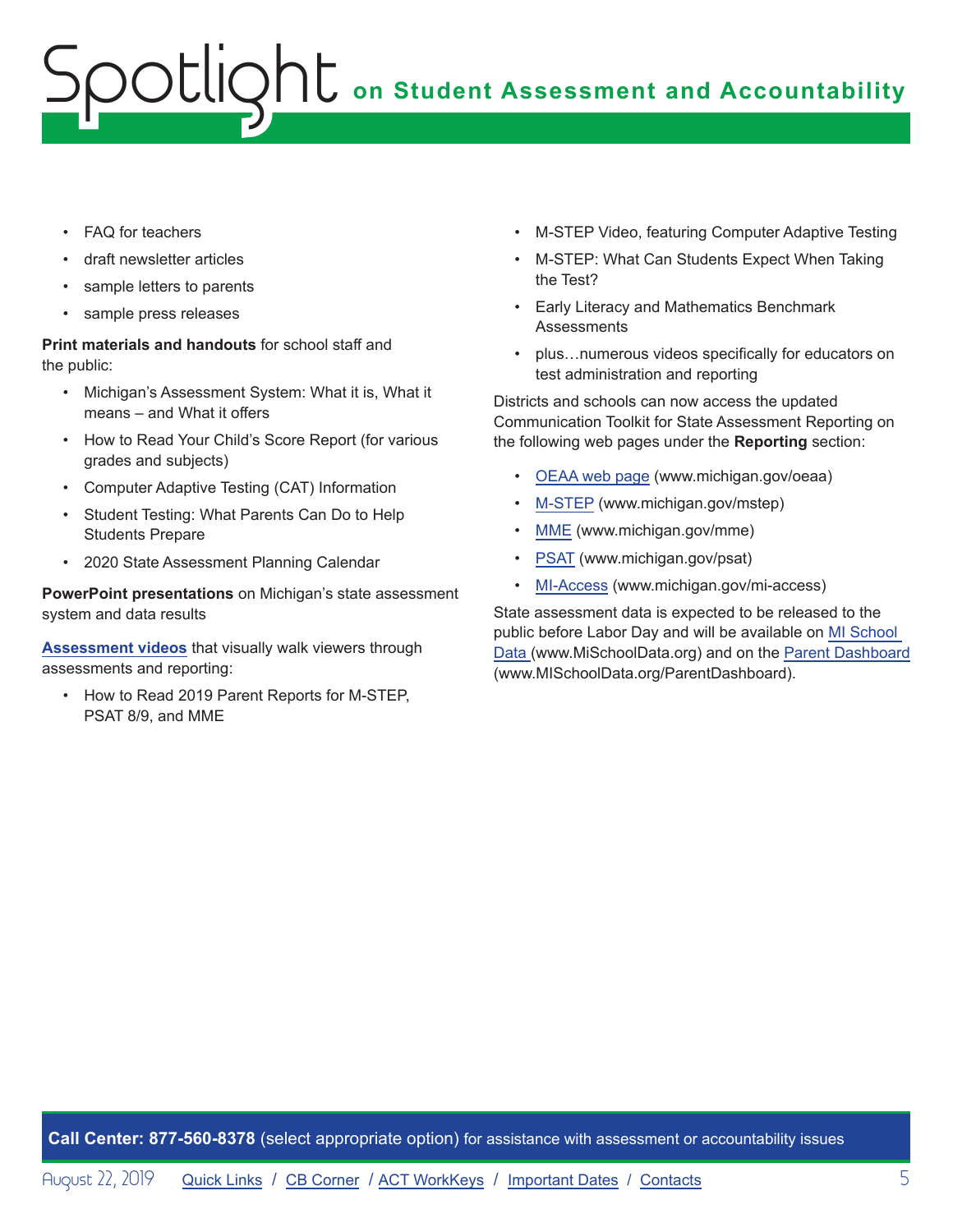- FAQ for teachers
- draft newsletter articles
- sample letters to parents
- sample press releases

**Print materials and handouts** for school staff and the public:

- Michigan's Assessment System: What it is, What it means – and What it offers
- How to Read Your Child's Score Report (for various grades and subjects)
- Computer Adaptive Testing (CAT) Information
- Student Testing: What Parents Can Do to Help Students Prepare
- 2020 State Assessment Planning Calendar

**PowerPoint presentations** on Michigan's state assessment system and data results

**Assessment videos** that visually walk viewers through assessments and reporting:

- How to Read 2019 Parent Reports for M-STEP, PSAT 8/9, and MME
- M-STEP Video, featuring Computer Adaptive Testing
- M-STEP: What Can Students Expect When Taking the Test?
- Early Literacy and Mathematics Benchmark Assessments
- plus…numerous videos specifically for educators on test administration and reporting

Districts and schools can now access the updated Communication Toolkit for State Assessment Reporting on the following web pages under the **Reporting** section:

- OEAA web page (www.michigan.gov/oeaa)
- M-STEP (www.michigan.gov/mstep)
- MME (www.michigan.gov/mme)
- PSAT (www.michigan.gov/psat)
- MI-Access (www.michigan.gov/mi-access)

State assessment data is expected to be released to the public before Labor Day and will be available on MI School Data (www.MiSchoolData.org) and on the Parent Dashboard (www.MISchoolData.org/ParentDashboard).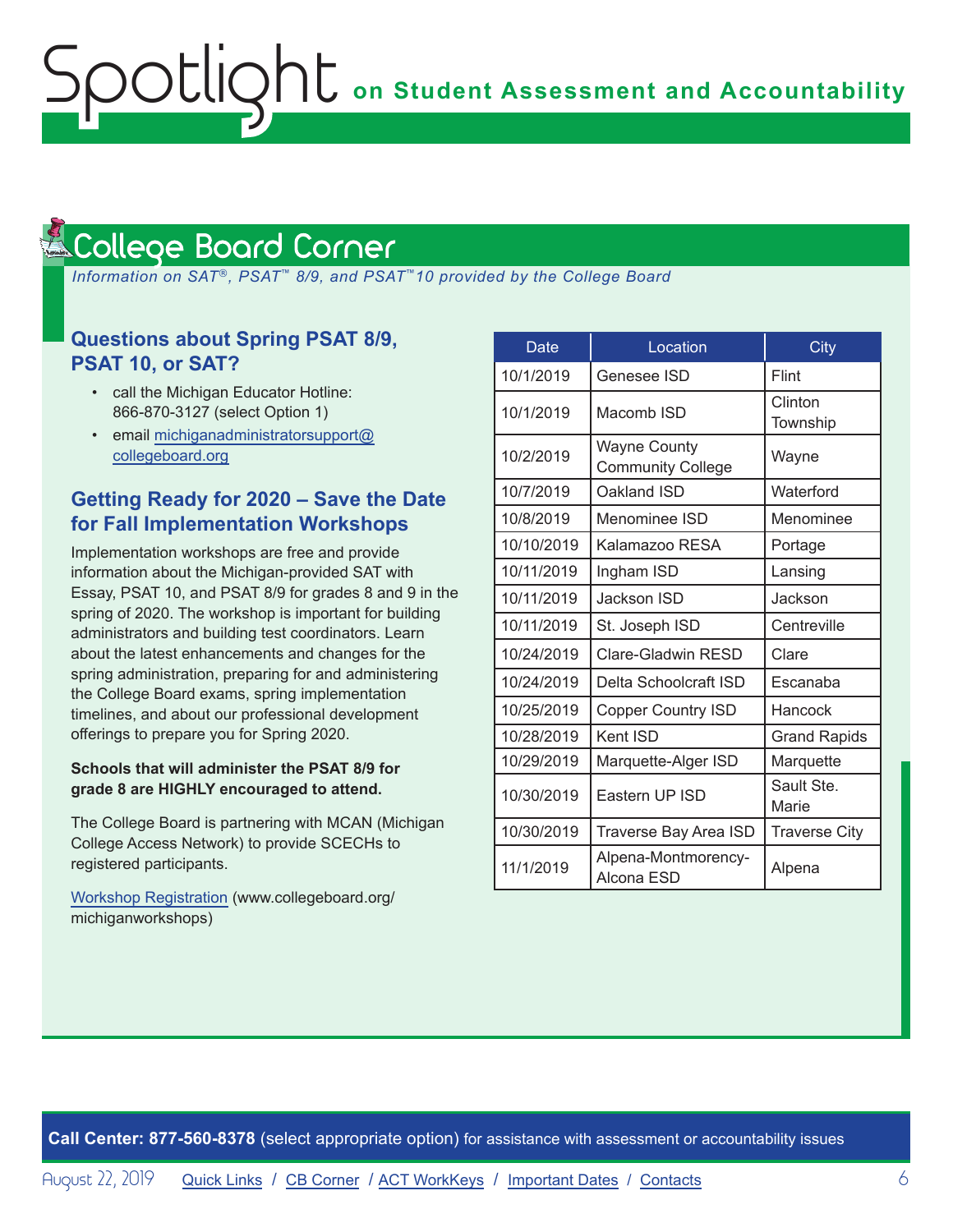## College Board Corner

*Information on SAT®, PSAT™ 8/9, and PSAT™10 provided by the College Board*

### Questions about Spring PSAT 8/9, PSAT 10, or SAT?

- call the Michigan Educator Hotline: 866-870-3127 (select Option 1)
- email michiganadministratorsupport@collegeboard.org

### Getting Ready for 2020 – Save the Date for Fall Implementation Workshops

Implementation workshops are free and provide information about the Michigan-provided SAT with Essay, PSAT 10, and PSAT 8/9 for grades 8 and 9 in the spring of 2020. The workshop is important for building administrators and building test coordinators. Learn about the latest enhancements and changes for the spring administration, preparing for and administering the College Board exams, spring implementation timelines, and about our professional development offerings to prepare you for Spring 2020.

**Schools that will administer the PSAT 8/9 for grade 8 are HIGHLY encouraged to attend.**

The College Board is partnering with MCAN (Michigan College Access Network) to provide SCECHs to registered participants.

Workshop Registration (www.collegeboard.org/michiganworkshops)

| Date | Location | City |
|---|---|---|
| 10/1/2019 | Genesee ISD | Flint |
| 10/1/2019 | Macomb ISD | Clinton Township |
| 10/2/2019 | Wayne County Community College | Wayne |
| 10/7/2019 | Oakland ISD | Waterford |
| 10/8/2019 | Menominee ISD | Menominee |
| 10/10/2019 | Kalamazoo RESA | Portage |
| 10/11/2019 | Ingham ISD | Lansing |
| 10/11/2019 | Jackson ISD | Jackson |
| 10/11/2019 | St. Joseph ISD | Centreville |
| 10/24/2019 | Clare-Gladwin RESD | Clare |
| 10/24/2019 | Delta Schoolcraft ISD | Escanaba |
| 10/25/2019 | Copper Country ISD | Hancock |
| 10/28/2019 | Kent ISD | Grand Rapids |
| 10/29/2019 | Marquette-Alger ISD | Marquette |
| 10/30/2019 | Eastern UP ISD | Sault Ste. Marie |
| 10/30/2019 | Traverse Bay Area ISD | Traverse City |
| 11/1/2019 | Alpena-Montmorency-Alcona ESD | Alpena |

**Call Center: 877-560-8378** (select appropriate option) for assistance with assessment or accountability issues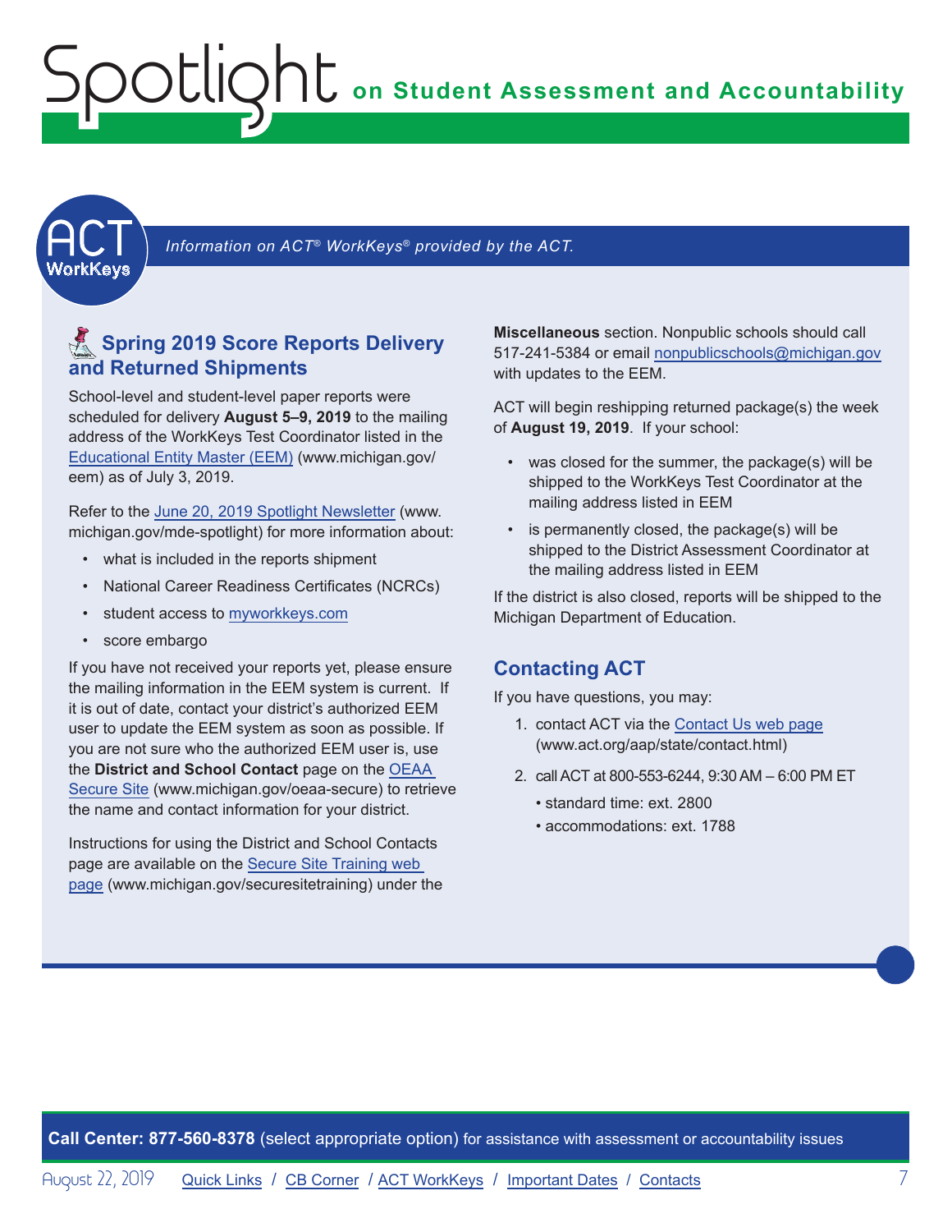## ACT WorkKeys

*Information on ACT® WorkKeys® provided by the ACT.*

### Spring 2019 Score Reports Delivery and Returned Shipments

School-level and student-level paper reports were scheduled for delivery **August 5–9, 2019** to the mailing address of the WorkKeys Test Coordinator listed in the Educational Entity Master (EEM) (www.michigan.gov/eem) as of July 3, 2019.

Refer to the June 20, 2019 Spotlight Newsletter (www.michigan.gov/mde-spotlight) for more information about:

- what is included in the reports shipment
- National Career Readiness Certificates (NCRCs)
- student access to myworkkeys.com
- score embargo

If you have not received your reports yet, please ensure the mailing information in the EEM system is current. If it is out of date, contact your district's authorized EEM user to update the EEM system as soon as possible. If you are not sure who the authorized EEM user is, use the **District and School Contact** page on the OEAA Secure Site (www.michigan.gov/oeaa-secure) to retrieve the name and contact information for your district.

Instructions for using the District and School Contacts page are available on the Secure Site Training web page (www.michigan.gov/securesitetraining) under the **Miscellaneous** section. Nonpublic schools should call 517-241-5384 or email nonpublicschools@michigan.gov with updates to the EEM.

ACT will begin reshipping returned package(s) the week of **August 19, 2019**. If your school:

- was closed for the summer, the package(s) will be shipped to the WorkKeys Test Coordinator at the mailing address listed in EEM
- is permanently closed, the package(s) will be shipped to the District Assessment Coordinator at the mailing address listed in EEM

If the district is also closed, reports will be shipped to the Michigan Department of Education.

### Contacting ACT

If you have questions, you may:

1. contact ACT via the Contact Us web page (www.act.org/aap/state/contact.html)
2. call ACT at 800-553-6244, 9:30 AM – 6:00 PM ET
   - standard time: ext. 2800
   - accommodations: ext. 1788

**Call Center: 877-560-8378** (select appropriate option) for assistance with assessment or accountability issues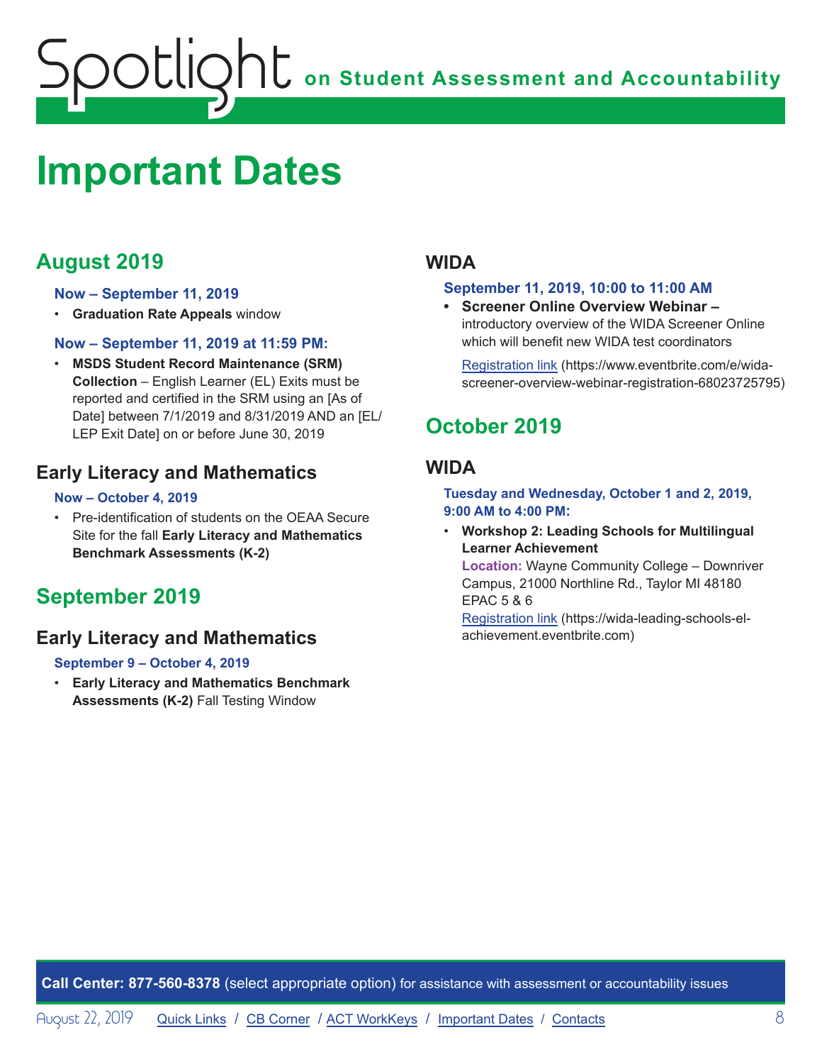# Important Dates

## August 2019

**Now – September 11, 2019**

- **Graduation Rate Appeals** window

**Now – September 11, 2019 at 11:59 PM:**

- **MSDS Student Record Maintenance (SRM) Collection** – English Learner (EL) Exits must be reported and certified in the SRM using an [As of Date] between 7/1/2019 and 8/31/2019 AND an [EL/LEP Exit Date] on or before June 30, 2019

### Early Literacy and Mathematics

**Now – October 4, 2019**

- Pre-identification of students on the OEAA Secure Site for the fall **Early Literacy and Mathematics Benchmark Assessments (K-2)**

## September 2019

### Early Literacy and Mathematics

**September 9 – October 4, 2019**

- **Early Literacy and Mathematics Benchmark Assessments (K-2)** Fall Testing Window

### WIDA

**September 11, 2019, 10:00 to 11:00 AM**

- **Screener Online Overview Webinar –** introductory overview of the WIDA Screener Online which will benefit new WIDA test coordinators

  Registration link (https://www.eventbrite.com/e/wida-screener-overview-webinar-registration-68023725795)

## October 2019

### WIDA

**Tuesday and Wednesday, October 1 and 2, 2019, 9:00 AM to 4:00 PM:**

- **Workshop 2: Leading Schools for Multilingual Learner Achievement**
  **Location:** Wayne Community College – Downriver Campus, 21000 Northline Rd., Taylor MI 48180 EPAC 5 & 6
  Registration link (https://wida-leading-schools-el-achievement.eventbrite.com)

**Call Center: 877-560-8378** (select appropriate option) for assistance with assessment or accountability issues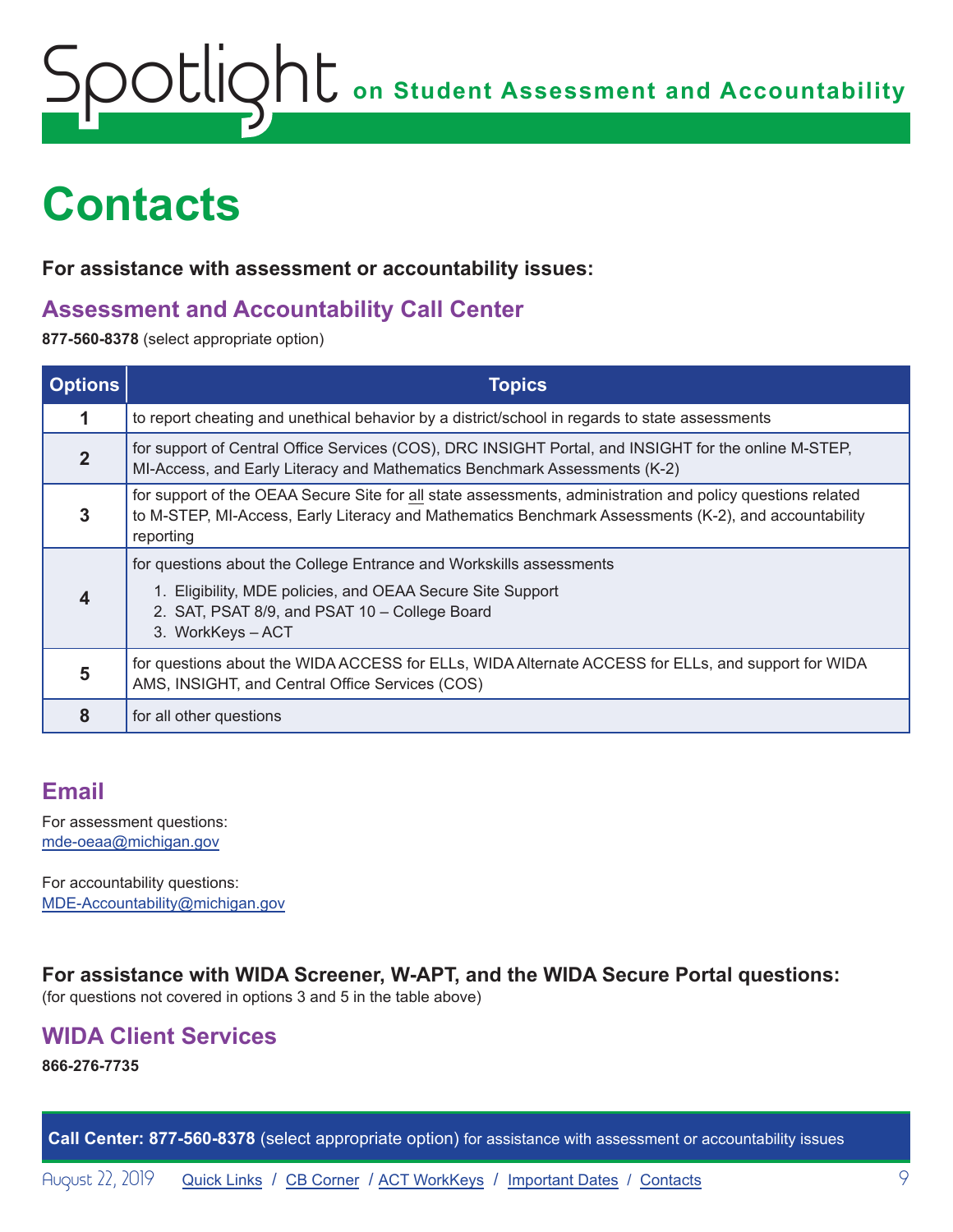# Contacts

**For assistance with assessment or accountability issues:**

## Assessment and Accountability Call Center

**877-560-8378** (select appropriate option)

| Options | Topics |
|---|---|
| **1** | to report cheating and unethical behavior by a district/school in regards to state assessments |
| **2** | for support of Central Office Services (COS), DRC INSIGHT Portal, and INSIGHT for the online M-STEP, MI-Access, and Early Literacy and Mathematics Benchmark Assessments (K-2) |
| **3** | for support of the OEAA Secure Site for all state assessments, administration and policy questions related to M-STEP, MI-Access, Early Literacy and Mathematics Benchmark Assessments (K-2), and accountability reporting |
| **4** | for questions about the College Entrance and Workskills assessments<br>1. Eligibility, MDE policies, and OEAA Secure Site Support<br>2. SAT, PSAT 8/9, and PSAT 10 – College Board<br>3. WorkKeys – ACT |
| **5** | for questions about the WIDA ACCESS for ELLs, WIDA Alternate ACCESS for ELLs, and support for WIDA AMS, INSIGHT, and Central Office Services (COS) |
| **8** | for all other questions |

## Email

For assessment questions:
mde-oeaa@michigan.gov

For accountability questions:
MDE-Accountability@michigan.gov

**For assistance with WIDA Screener, W-APT, and the WIDA Secure Portal questions:**
(for questions not covered in options 3 and 5 in the table above)

## WIDA Client Services

**866-276-7735**

**Call Center: 877-560-8378** (select appropriate option) for assistance with assessment or accountability issues